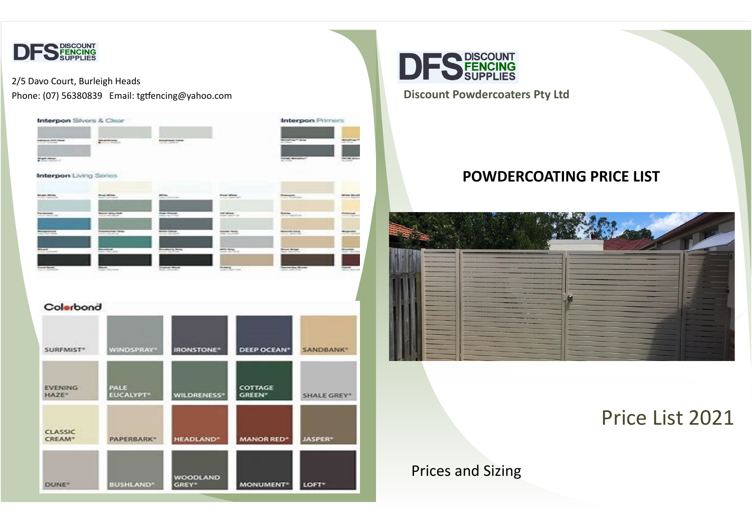DFS DISCOUNT FENCING SUPPLIES

2/5 Davo Court, Burleigh Heads

Phone: (07) 56380839 Email: tgtfencing@yahoo.com

Interpon Silvers & Clear

Interpon Primers

Interpon Living Series

Colorbond

| | | | | |
|---|---|---|---|---|
| SURFMIST® | WINDSPRAY® | IRONSTONE® | DEEP OCEAN® | SANDBANK® |
| EVENING HAZE® | PALE EUCALYPT® | WILDRENESS® | COTTAGE GREEN® | SHALE GREY® |
| CLASSIC CREAM® | PAPERBARK® | HEADLAND® | MANOR RED® | JASPER® |
| DUNE® | BUSHLAND® | WOODLAND GREY® | MONUMENT® | LOFT® |

DFS DISCOUNT FENCING SUPPLIES

**Discount Powdercoaters Pty Ltd**

## POWDERCOATING PRICE LIST

# Price List 2021

Prices and Sizing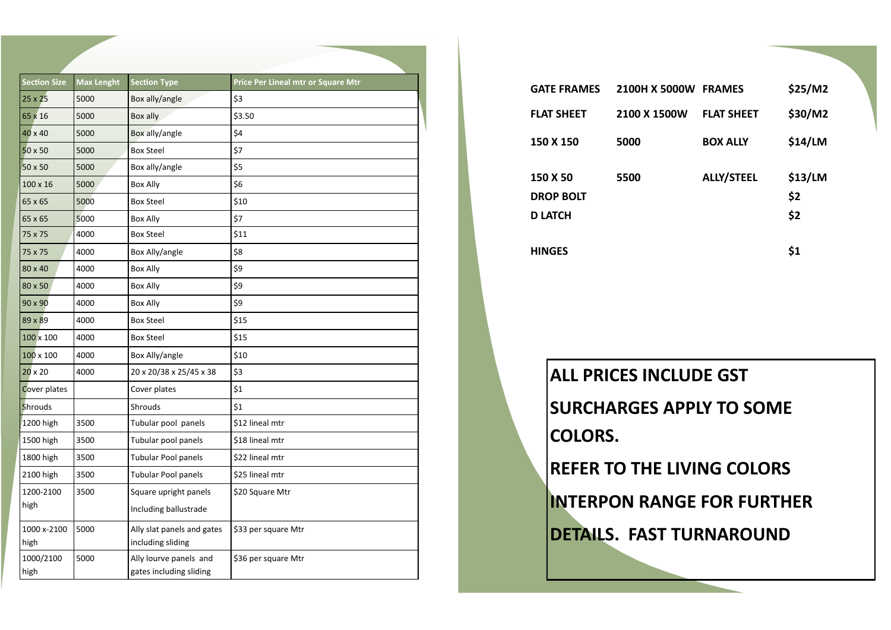| Section Size | Max Lenght | Section Type | Price Per Lineal mtr or Square Mtr |
|---|---|---|---|
| 25 x 25 | 5000 | Box ally/angle | $3 |
| 65 x 16 | 5000 | Box ally | $3.50 |
| 40 x 40 | 5000 | Box ally/angle | $4 |
| 50 x 50 | 5000 | Box Steel | $7 |
| 50 x 50 | 5000 | Box ally/angle | $5 |
| 100 x 16 | 5000 | Box Ally | $6 |
| 65 x 65 | 5000 | Box Steel | $10 |
| 65 x 65 | 5000 | Box Ally | $7 |
| 75 x 75 | 4000 | Box Steel | $11 |
| 75 x 75 | 4000 | Box Ally/angle | $8 |
| 80 x 40 | 4000 | Box Ally | $9 |
| 80 x 50 | 4000 | Box Ally | $9 |
| 90 x 90 | 4000 | Box Ally | $9 |
| 89 x 89 | 4000 | Box Steel | $15 |
| 100 x 100 | 4000 | Box Steel | $15 |
| 100 x 100 | 4000 | Box Ally/angle | $10 |
| 20 x 20 | 4000 | 20 x 20/38 x 25/45 x 38 | $3 |
| Cover plates | | Cover plates | $1 |
| Shrouds | | Shrouds | $1 |
| 1200 high | 3500 | Tubular pool panels | $12 lineal mtr |
| 1500 high | 3500 | Tubular pool panels | $18 lineal mtr |
| 1800 high | 3500 | Tubular Pool panels | $22 lineal mtr |
| 2100 high | 3500 | Tubular Pool panels | $25 lineal mtr |
| 1200-2100 high | 3500 | Square upright panels Including ballustrade | $20 Square Mtr |
| 1000 x-2100 high | 5000 | Ally slat panels and gates including sliding | $33 per square Mtr |
| 1000/2100 high | 5000 | Ally lourve panels and gates including sliding | $36 per square Mtr |

| | | | |
|---|---|---|---|
| **GATE FRAMES** | **2100H X 5000W** | **FRAMES** | **$25/M2** |
| **FLAT SHEET** | **2100 X 1500W** | **FLAT SHEET** | **$30/M2** |
| **150 X 150** | **5000** | **BOX ALLY** | **$14/LM** |
| **150 X 50** | **5500** | **ALLY/STEEL** | **$13/LM** |
| **DROP BOLT** | | | **$2** |
| **D LATCH** | | | **$2** |
| **HINGES** | | | **$1** |

**ALL PRICES INCLUDE GST**

**SURCHARGES APPLY TO SOME COLORS.**

**REFER TO THE LIVING COLORS INTERPON RANGE FOR FURTHER DETAILS. FAST TURNAROUND**